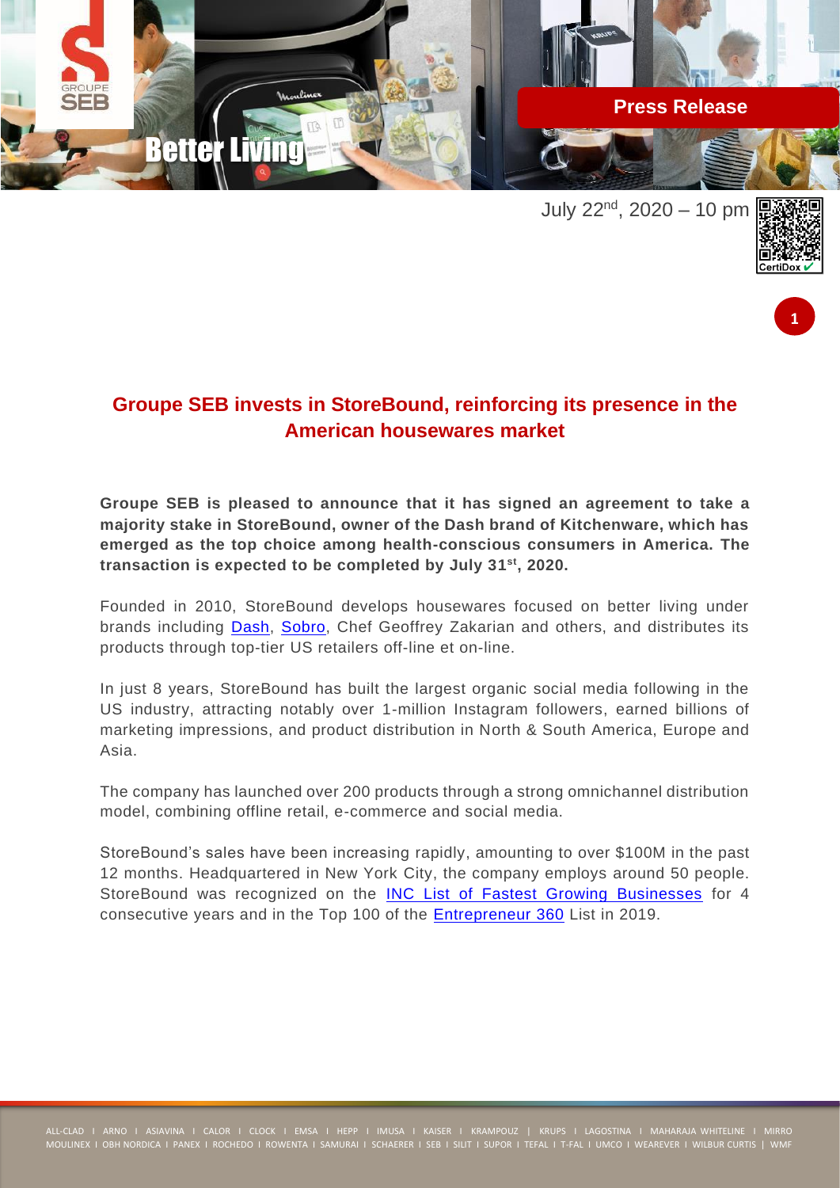Press Release

July 22nd, 2020 – 10 pm

# Groupe SEB invests in StoreBound, reinforcing its presence in the American housewares market

**Groupe SEB is pleased to announce that it has signed an agreement to take a majority stake in StoreBound, owner of the Dash brand of Kitchenware, which has emerged as the top choice among health-conscious consumers in America. The transaction is expected to be completed by July 31st, 2020.**

Founded in 2010, StoreBound develops housewares focused on better living under brands including Dash, Sobro, Chef Geoffrey Zakarian and others, and distributes its products through top-tier US retailers off-line et on-line.

In just 8 years, StoreBound has built the largest organic social media following in the US industry, attracting notably over 1-million Instagram followers, earned billions of marketing impressions, and product distribution in North & South America, Europe and Asia.

The company has launched over 200 products through a strong omnichannel distribution model, combining offline retail, e-commerce and social media.

StoreBound's sales have been increasing rapidly, amounting to over $100M in the past 12 months. Headquartered in New York City, the company employs around 50 people. StoreBound was recognized on the INC List of Fastest Growing Businesses for 4 consecutive years and in the Top 100 of the Entrepreneur 360 List in 2019.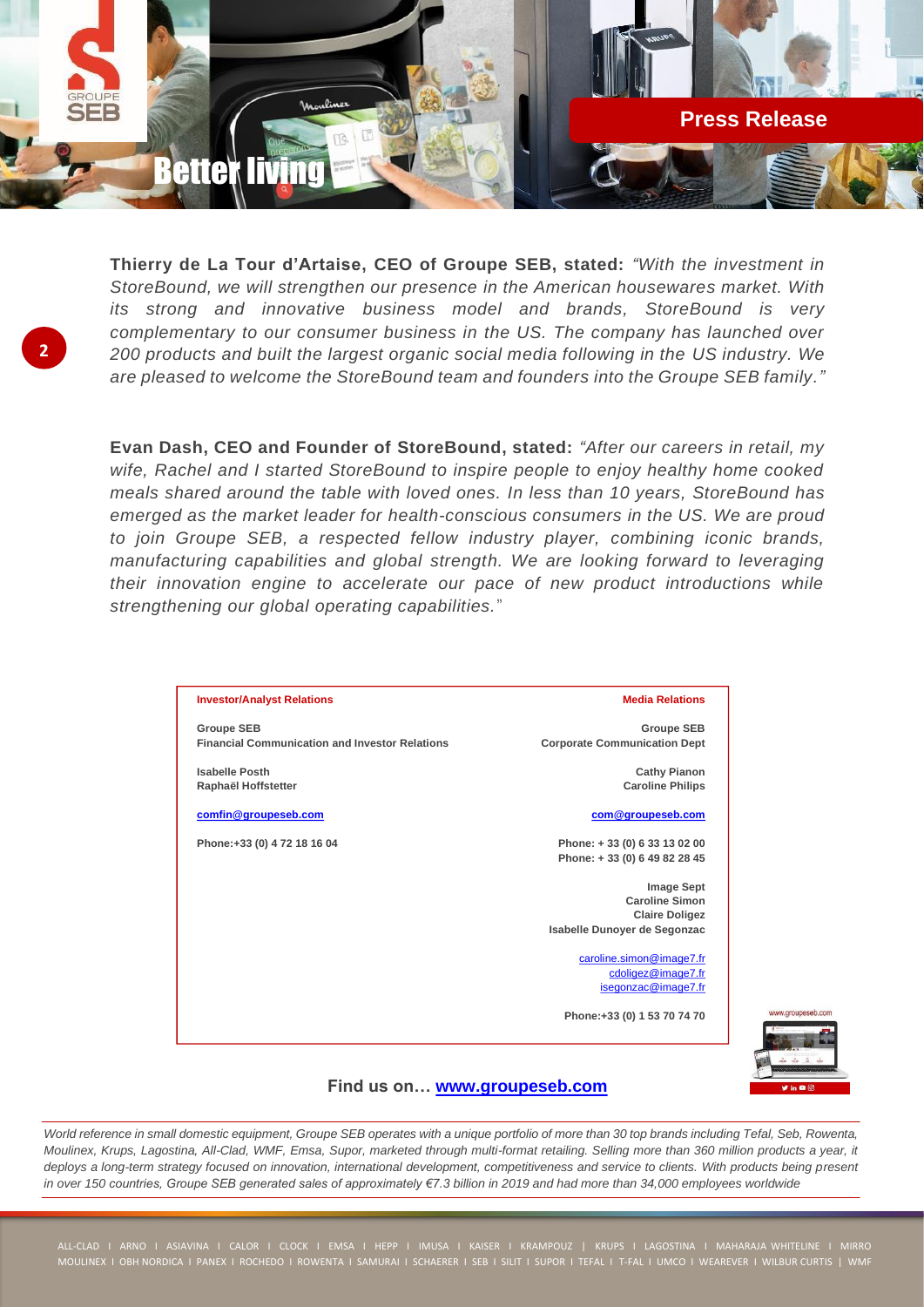**Thierry de La Tour d'Artaise, CEO of Groupe SEB, stated:** *"With the investment in StoreBound, we will strengthen our presence in the American housewares market. With its strong and innovative business model and brands, StoreBound is very complementary to our consumer business in the US. The company has launched over 200 products and built the largest organic social media following in the US industry. We are pleased to welcome the StoreBound team and founders into the Groupe SEB family."*

**Evan Dash, CEO and Founder of StoreBound, stated:** *"After our careers in retail, my wife, Rachel and I started StoreBound to inspire people to enjoy healthy home cooked meals shared around the table with loved ones. In less than 10 years, StoreBound has emerged as the market leader for health-conscious consumers in the US. We are proud to join Groupe SEB, a respected fellow industry player, combining iconic brands, manufacturing capabilities and global strength. We are looking forward to leveraging their innovation engine to accelerate our pace of new product introductions while strengthening our global operating capabilities."*

| **Investor/Analyst Relations** | **Media Relations** |
| --- | --- |
| **Groupe SEB**<br>**Financial Communication and Investor Relations** | **Groupe SEB**<br>**Corporate Communication Dept** |
| **Isabelle Posth**<br>**Raphaël Hoffstetter** | **Cathy Pianon**<br>**Caroline Philips** |
| **comfin@groupeseb.com** | **com@groupeseb.com** |
| **Phone:+33 (0) 4 72 18 16 04** | **Phone: + 33 (0) 6 33 13 02 00**<br>**Phone: + 33 (0) 6 49 82 28 45** |
| | **Image Sept**<br>**Caroline Simon**<br>**Claire Doligez**<br>**Isabelle Dunoyer de Segonzac** |
| | caroline.simon@image7.fr<br>cdoligez@image7.fr<br>isegonzac@image7.fr |
| | **Phone:+33 (0) 1 53 70 74 70** |

**Find us on… www.groupeseb.com**

*World reference in small domestic equipment, Groupe SEB operates with a unique portfolio of more than 30 top brands including Tefal, Seb, Rowenta, Moulinex, Krups, Lagostina, All-Clad, WMF, Emsa, Supor, marketed through multi-format retailing. Selling more than 360 million products a year, it deploys a long-term strategy focused on innovation, international development, competitiveness and service to clients. With products being present in over 150 countries, Groupe SEB generated sales of approximately €7.3 billion in 2019 and had more than 34,000 employees worldwide*

ALL-CLAD I ARNO I ASIAVINA I CALOR I CLOCK I EMSA I HEPP I IMUSA I KAISER I KRAMPOUZ I KRUPS I LAGOSTINA I MAHARAJA WHITELINE I MIRRO MOULINEX I OBH NORDICA I PANEX I ROCHEDO I ROWENTA I SAMURAI I SCHAERER I SEB I SILIT I SUPOR I TEFAL I T-FAL I UMCO I WEAREVER I WILBUR CURTIS I WMF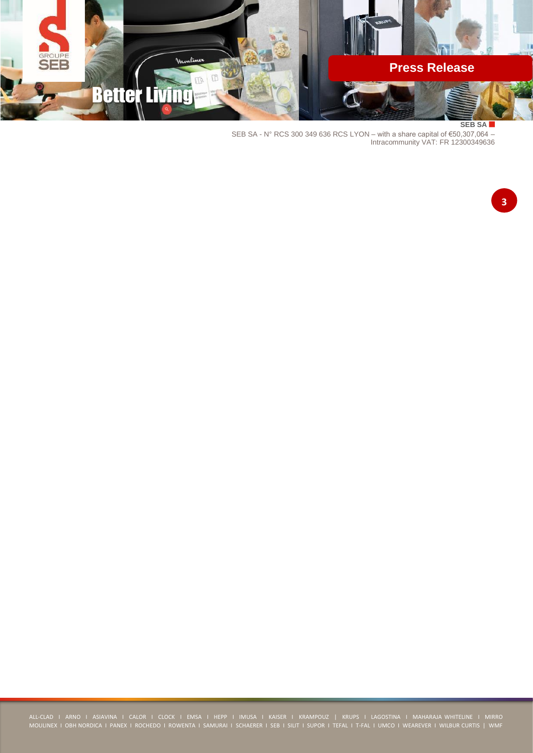SEB SA

SEB SA - N° RCS 300 349 636 RCS LYON – with a share capital of €50,307,064 – Intracommunity VAT: FR 12300349636

ALL-CLAD I ARNO I ASIAVINA I CALOR I CLOCK I EMSA I HEPP I IMUSA I KAISER I KRAMPOUZ | KRUPS I LAGOSTINA I MAHARAJA WHITELINE I MIRRO MOULINEX I OBH NORDICA I PANEX I ROCHEDO I ROWENTA I SAMURAI I SCHAERER I SEB I SILIT I SUPOR I TEFAL I T-FAL I UMCO I WEAREVER I WILBUR CURTIS | WMF